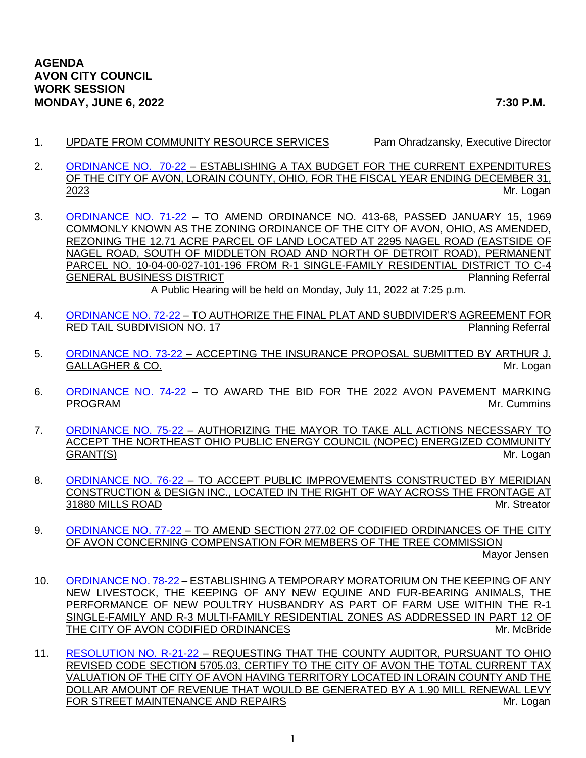**AGENDA**
**AVON CITY COUNCIL**
**WORK SESSION**
**MONDAY, JUNE 6, 2022** **7:30 P.M.**

1. UPDATE FROM COMMUNITY RESOURCE SERVICES — Pam Ohradzansky, Executive Director

2. ORDINANCE NO. 70-22 – ESTABLISHING A TAX BUDGET FOR THE CURRENT EXPENDITURES OF THE CITY OF AVON, LORAIN COUNTY, OHIO, FOR THE FISCAL YEAR ENDING DECEMBER 31, 2023 — Mr. Logan

3. ORDINANCE NO. 71-22 – TO AMEND ORDINANCE NO. 413-68, PASSED JANUARY 15, 1969 COMMONLY KNOWN AS THE ZONING ORDINANCE OF THE CITY OF AVON, OHIO, AS AMENDED, REZONING THE 12.71 ACRE PARCEL OF LAND LOCATED AT 2295 NAGEL ROAD (EASTSIDE OF NAGEL ROAD, SOUTH OF MIDDLETON ROAD AND NORTH OF DETROIT ROAD), PERMANENT PARCEL NO. 10-04-00-027-101-196 FROM R-1 SINGLE-FAMILY RESIDENTIAL DISTRICT TO C-4 GENERAL BUSINESS DISTRICT — Planning Referral
   A Public Hearing will be held on Monday, July 11, 2022 at 7:25 p.m.

4. ORDINANCE NO. 72-22 – TO AUTHORIZE THE FINAL PLAT AND SUBDIVIDER'S AGREEMENT FOR RED TAIL SUBDIVISION NO. 17 — Planning Referral

5. ORDINANCE NO. 73-22 – ACCEPTING THE INSURANCE PROPOSAL SUBMITTED BY ARTHUR J. GALLAGHER & CO. — Mr. Logan

6. ORDINANCE NO. 74-22 – TO AWARD THE BID FOR THE 2022 AVON PAVEMENT MARKING PROGRAM — Mr. Cummins

7. ORDINANCE NO. 75-22 – AUTHORIZING THE MAYOR TO TAKE ALL ACTIONS NECESSARY TO ACCEPT THE NORTHEAST OHIO PUBLIC ENERGY COUNCIL (NOPEC) ENERGIZED COMMUNITY GRANT(S) — Mr. Logan

8. ORDINANCE NO. 76-22 – TO ACCEPT PUBLIC IMPROVEMENTS CONSTRUCTED BY MERIDIAN CONSTRUCTION & DESIGN INC., LOCATED IN THE RIGHT OF WAY ACROSS THE FRONTAGE AT 31880 MILLS ROAD — Mr. Streator

9. ORDINANCE NO. 77-22 – TO AMEND SECTION 277.02 OF CODIFIED ORDINANCES OF THE CITY OF AVON CONCERNING COMPENSATION FOR MEMBERS OF THE TREE COMMISSION — Mayor Jensen

10. ORDINANCE NO. 78-22 – ESTABLISHING A TEMPORARY MORATORIUM ON THE KEEPING OF ANY NEW LIVESTOCK, THE KEEPING OF ANY NEW EQUINE AND FUR-BEARING ANIMALS, THE PERFORMANCE OF NEW POULTRY HUSBANDRY AS PART OF FARM USE WITHIN THE R-1 SINGLE-FAMILY AND R-3 MULTI-FAMILY RESIDENTIAL ZONES AS ADDRESSED IN PART 12 OF THE CITY OF AVON CODIFIED ORDINANCES — Mr. McBride

11. RESOLUTION NO. R-21-22 – REQUESTING THAT THE COUNTY AUDITOR, PURSUANT TO OHIO REVISED CODE SECTION 5705.03, CERTIFY TO THE CITY OF AVON THE TOTAL CURRENT TAX VALUATION OF THE CITY OF AVON HAVING TERRITORY LOCATED IN LORAIN COUNTY AND THE DOLLAR AMOUNT OF REVENUE THAT WOULD BE GENERATED BY A 1.90 MILL RENEWAL LEVY FOR STREET MAINTENANCE AND REPAIRS — Mr. Logan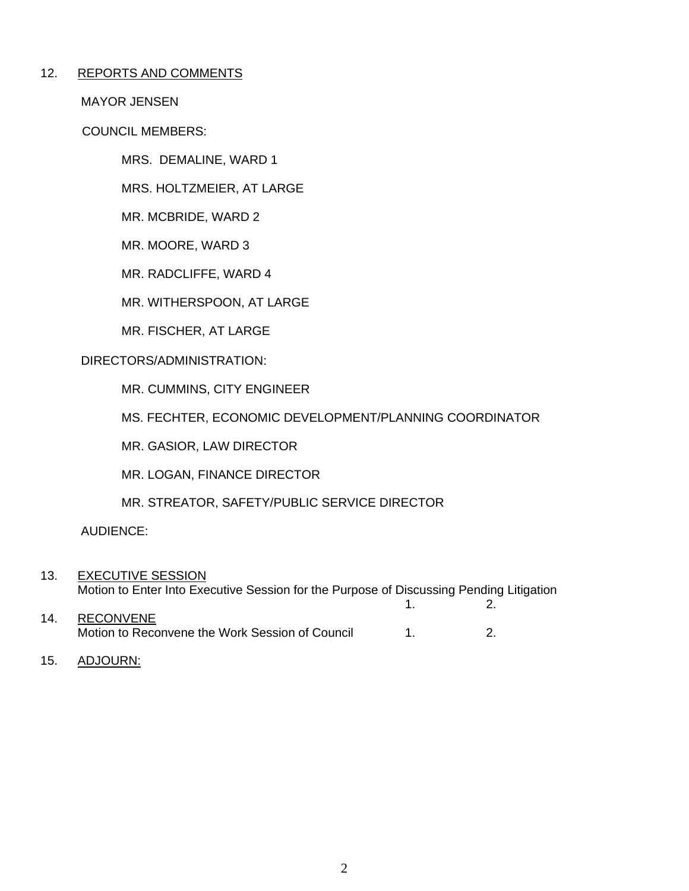12. <u>REPORTS AND COMMENTS</u>

MAYOR JENSEN

COUNCIL MEMBERS:

MRS. DEMALINE, WARD 1

MRS. HOLTZMEIER, AT LARGE

MR. MCBRIDE, WARD 2

MR. MOORE, WARD 3

MR. RADCLIFFE, WARD 4

MR. WITHERSPOON, AT LARGE

MR. FISCHER, AT LARGE

DIRECTORS/ADMINISTRATION:

MR. CUMMINS, CITY ENGINEER

MS. FECHTER, ECONOMIC DEVELOPMENT/PLANNING COORDINATOR

MR. GASIOR, LAW DIRECTOR

MR. LOGAN, FINANCE DIRECTOR

MR. STREATOR, SAFETY/PUBLIC SERVICE DIRECTOR

AUDIENCE:

13. <u>EXECUTIVE SESSION</u>
Motion to Enter Into Executive Session for the Purpose of Discussing Pending Litigation
1. 2.

14. <u>RECONVENE</u>
Motion to Reconvene the Work Session of Council 1. 2.

15. <u>ADJOURN:</u>